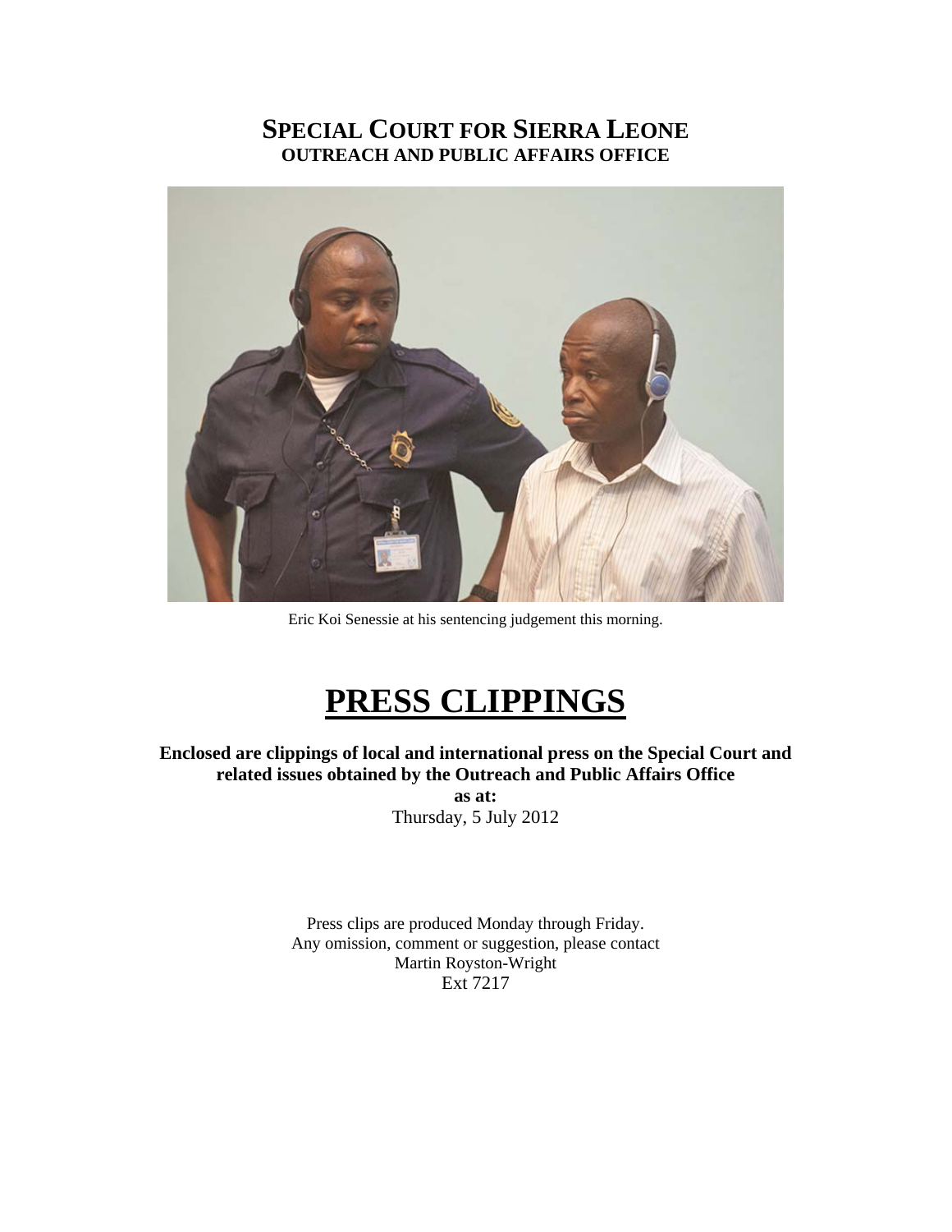# SPECIAL COURT FOR SIERRA LEONE
## OUTREACH AND PUBLIC AFFAIRS OFFICE

Eric Koi Senessie at his sentencing judgement this morning.

# PRESS CLIPPINGS

**Enclosed are clippings of local and international press on the Special Court and related issues obtained by the Outreach and Public Affairs Office**

**as at:**

Thursday, 5 July 2012

Press clips are produced Monday through Friday.
Any omission, comment or suggestion, please contact
Martin Royston-Wright
Ext 7217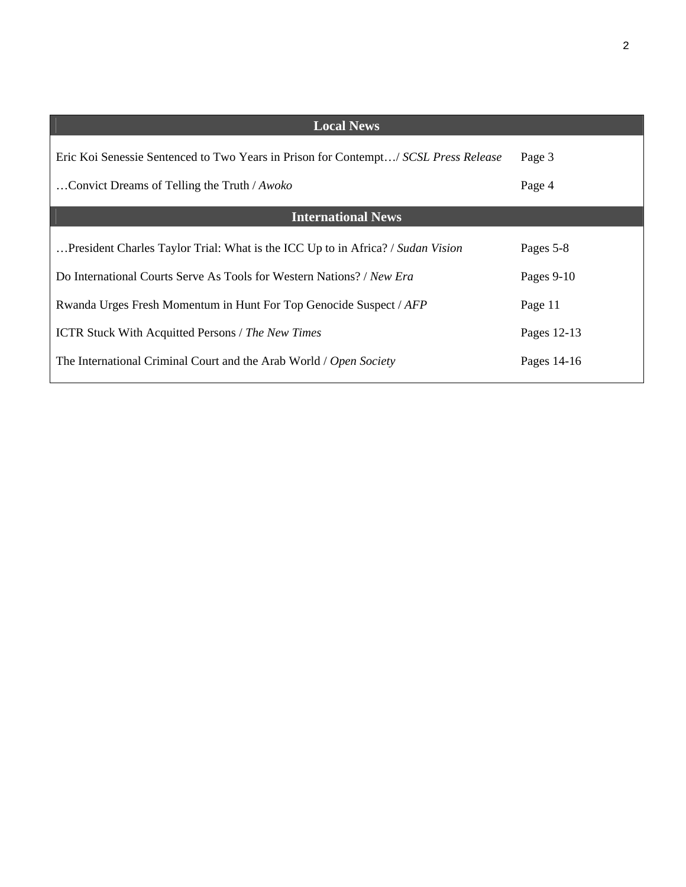| Local News | |
|---|---|
| Eric Koi Senessie Sentenced to Two Years in Prison for Contempt…/ *SCSL Press Release* | Page 3 |
| …Convict Dreams of Telling the Truth / *Awoko* | Page 4 |
| **International News** | |
| …President Charles Taylor Trial: What is the ICC Up to in Africa? / *Sudan Vision* | Pages 5-8 |
| Do International Courts Serve As Tools for Western Nations? / *New Era* | Pages 9-10 |
| Rwanda Urges Fresh Momentum in Hunt For Top Genocide Suspect / *AFP* | Page 11 |
| ICTR Stuck With Acquitted Persons / *The New Times* | Pages 12-13 |
| The International Criminal Court and the Arab World / *Open Society* | Pages 14-16 |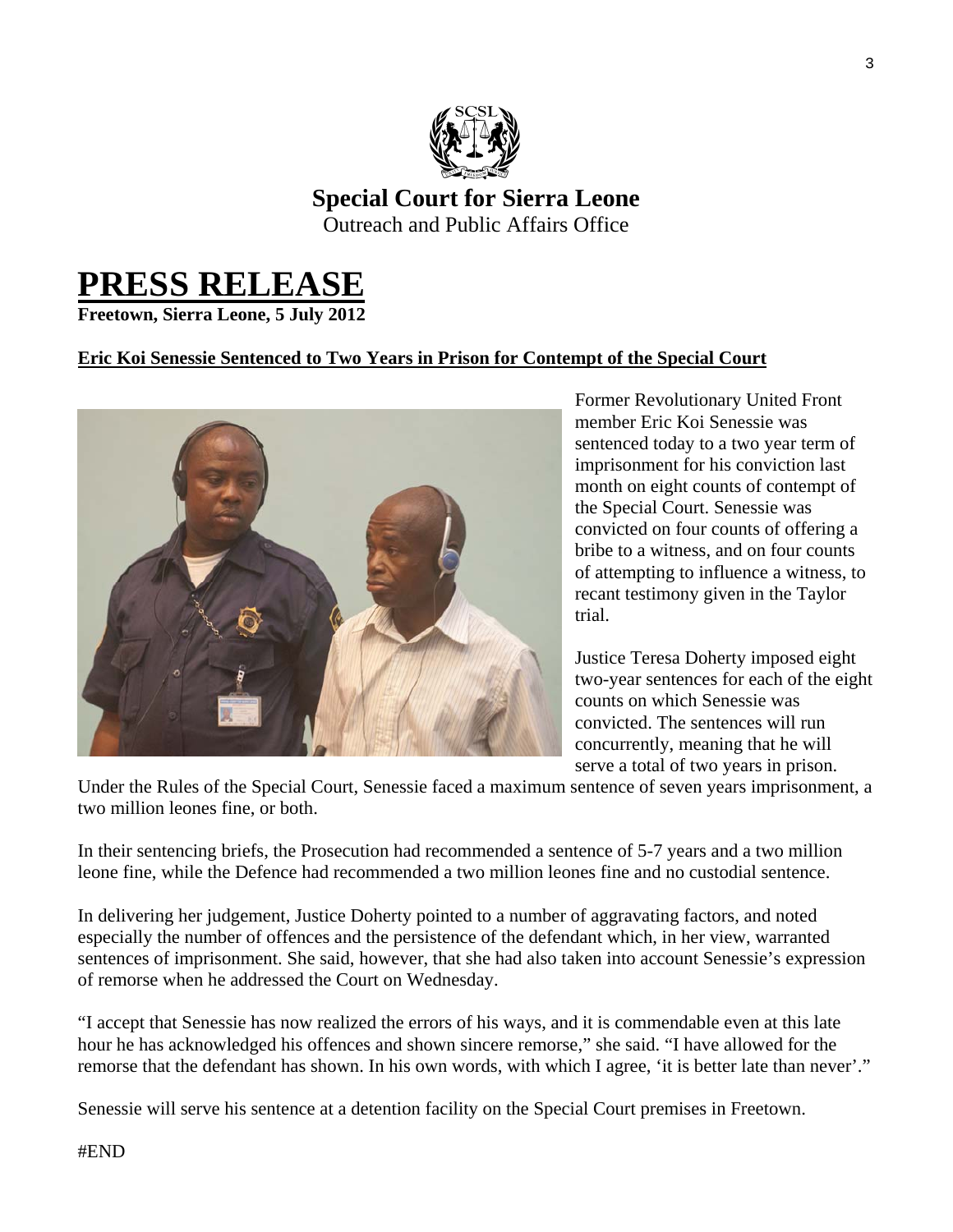**Special Court for Sierra Leone**
Outreach and Public Affairs Office

# PRESS RELEASE

**Freetown, Sierra Leone, 5 July 2012**

## Eric Koi Senessie Sentenced to Two Years in Prison for Contempt of the Special Court

Former Revolutionary United Front member Eric Koi Senessie was sentenced today to a two year term of imprisonment for his conviction last month on eight counts of contempt of the Special Court. Senessie was convicted on four counts of offering a bribe to a witness, and on four counts of attempting to influence a witness, to recant testimony given in the Taylor trial.

Justice Teresa Doherty imposed eight two-year sentences for each of the eight counts on which Senessie was convicted. The sentences will run concurrently, meaning that he will serve a total of two years in prison.

Under the Rules of the Special Court, Senessie faced a maximum sentence of seven years imprisonment, a two million leones fine, or both.

In their sentencing briefs, the Prosecution had recommended a sentence of 5-7 years and a two million leone fine, while the Defence had recommended a two million leones fine and no custodial sentence.

In delivering her judgement, Justice Doherty pointed to a number of aggravating factors, and noted especially the number of offences and the persistence of the defendant which, in her view, warranted sentences of imprisonment. She said, however, that she had also taken into account Senessie's expression of remorse when he addressed the Court on Wednesday.

"I accept that Senessie has now realized the errors of his ways, and it is commendable even at this late hour he has acknowledged his offences and shown sincere remorse," she said. "I have allowed for the remorse that the defendant has shown. In his own words, with which I agree, 'it is better late than never'."

Senessie will serve his sentence at a detention facility on the Special Court premises in Freetown.

#END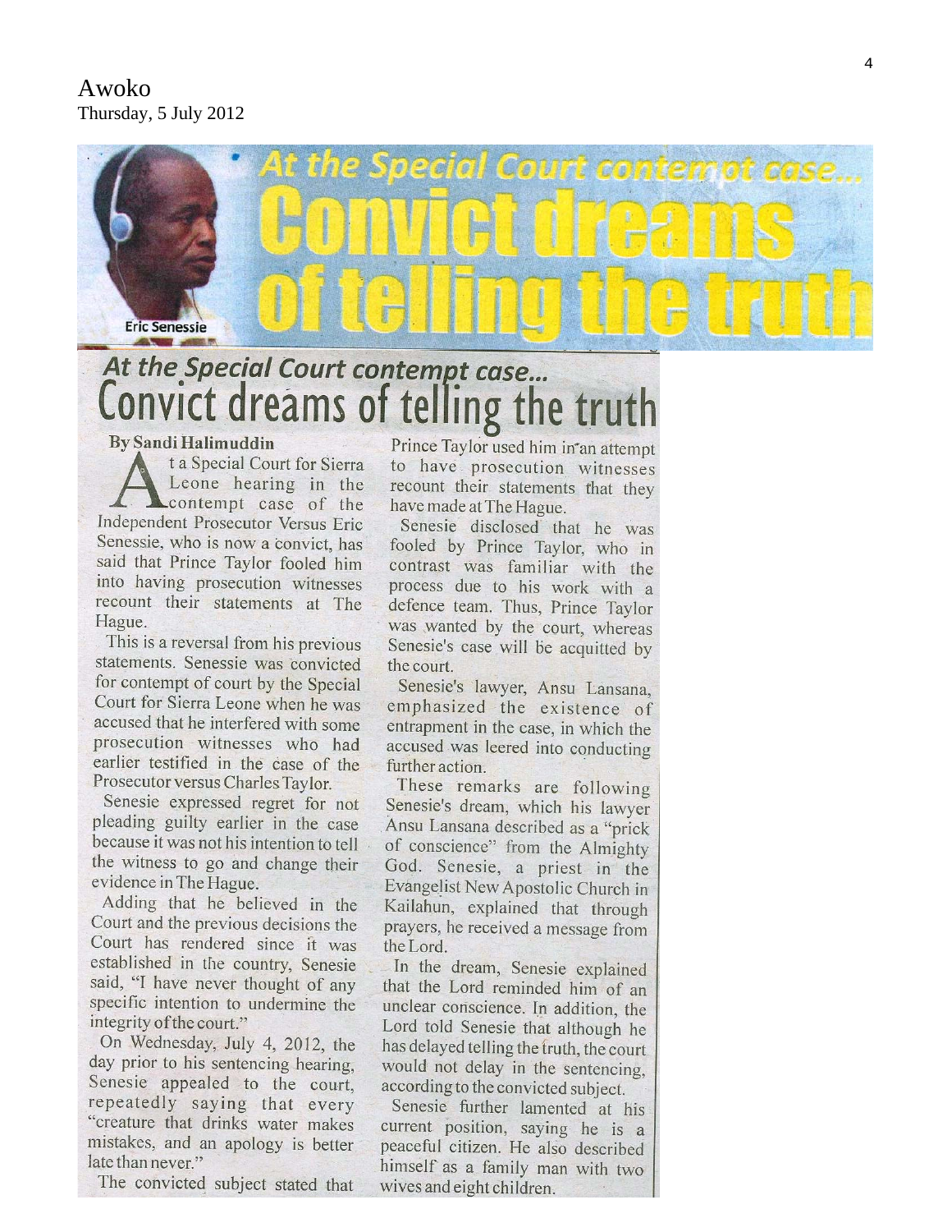Awoko
Thursday, 5 July 2012

# At the Special Court contempt case...
# Convict dreams of telling the truth

Eric Senessie

**By Sandi Halimuddin**

At a Special Court for Sierra Leone hearing in the contempt case of the Independent Prosecutor Versus Eric Senessie, who is now a convict, has said that Prince Taylor fooled him into having prosecution witnesses recount their statements at The Hague.

This is a reversal from his previous statements. Senessie was convicted for contempt of court by the Special Court for Sierra Leone when he was accused that he interfered with some prosecution witnesses who had earlier testified in the case of the Prosecutor versus Charles Taylor.

Senesie expressed regret for not pleading guilty earlier in the case because it was not his intention to tell the witness to go and change their evidence in The Hague.

Adding that he believed in the Court and the previous decisions the Court has rendered since it was established in the country, Senesie said, "I have never thought of any specific intention to undermine the integrity of the court."

On Wednesday, July 4, 2012, the day prior to his sentencing hearing, Senesie appealed to the court, repeatedly saying that every "creature that drinks water makes mistakes, and an apology is better late than never."

The convicted subject stated that Prince Taylor used him in an attempt to have prosecution witnesses recount their statements that they have made at The Hague.

Senesie disclosed that he was fooled by Prince Taylor, who in contrast was familiar with the process due to his work with a defence team. Thus, Prince Taylor was wanted by the court, whereas Senesie's case will be acquitted by the court.

Senesie's lawyer, Ansu Lansana, emphasized the existence of entrapment in the case, in which the accused was leered into conducting further action.

These remarks are following Senesie's dream, which his lawyer Ansu Lansana described as a "prick of conscience" from the Almighty God. Senesie, a priest in the Evangelist New Apostolic Church in Kailahun, explained that through prayers, he received a message from the Lord.

In the dream, Senesie explained that the Lord reminded him of an unclear conscience. In addition, the Lord told Senesie that although he has delayed telling the truth, the court would not delay in the sentencing, according to the convicted subject.

Senesie further lamented at his current position, saying he is a peaceful citizen. He also described himself as a family man with two wives and eight children.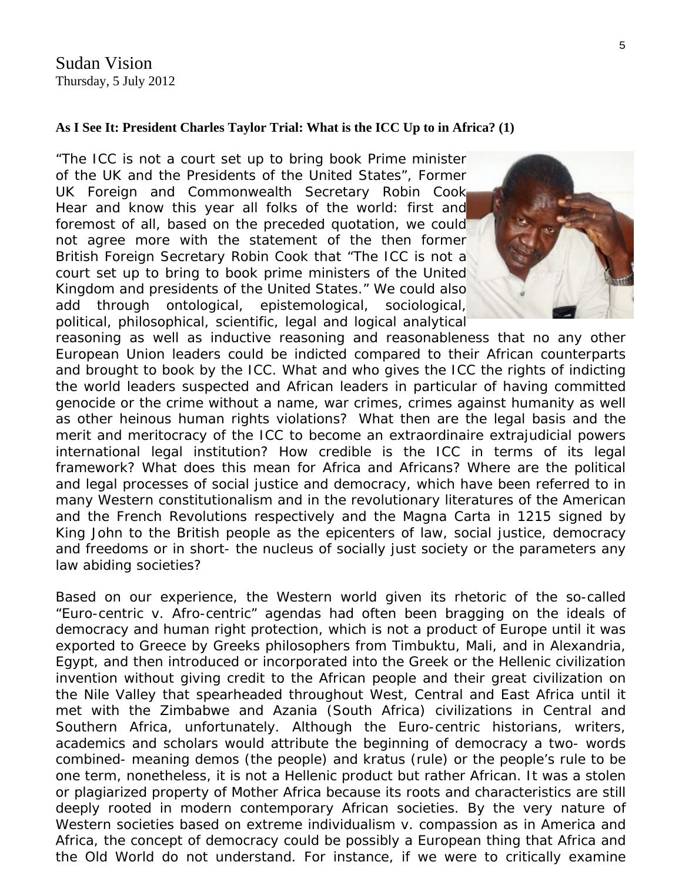Sudan Vision
Thursday, 5 July 2012

**As I See It: President Charles Taylor Trial: What is the ICC Up to in Africa? (1)**

"The ICC is not a court set up to bring book Prime minister of the UK and the Presidents of the United States", Former UK Foreign and Commonwealth Secretary Robin Cook Hear and know this year all folks of the world: first and foremost of all, based on the preceded quotation, we could not agree more with the statement of the then former British Foreign Secretary Robin Cook that "The ICC is not a court set up to bring to book prime ministers of the United Kingdom and presidents of the United States." We could also add through ontological, epistemological, sociological, political, philosophical, scientific, legal and logical analytical reasoning as well as inductive reasoning and reasonableness that no any other European Union leaders could be indicted compared to their African counterparts and brought to book by the ICC. What and who gives the ICC the rights of indicting the world leaders suspected and African leaders in particular of having committed genocide or the crime without a name, war crimes, crimes against humanity as well as other heinous human rights violations? What then are the legal basis and the merit and meritocracy of the ICC to become an extraordinaire extrajudicial powers international legal institution? How credible is the ICC in terms of its legal framework? What does this mean for Africa and Africans? Where are the political and legal processes of social justice and democracy, which have been referred to in many Western constitutionalism and in the revolutionary literatures of the American and the French Revolutions respectively and the Magna Carta in 1215 signed by King John to the British people as the epicenters of law, social justice, democracy and freedoms or in short- the nucleus of socially just society or the parameters any law abiding societies?

Based on our experience, the Western world given its rhetoric of the so-called "Euro-centric v. Afro-centric" agendas had often been bragging on the ideals of democracy and human right protection, which is not a product of Europe until it was exported to Greece by Greeks philosophers from Timbuktu, Mali, and in Alexandria, Egypt, and then introduced or incorporated into the Greek or the Hellenic civilization invention without giving credit to the African people and their great civilization on the Nile Valley that spearheaded throughout West, Central and East Africa until it met with the Zimbabwe and Azania (South Africa) civilizations in Central and Southern Africa, unfortunately. Although the Euro-centric historians, writers, academics and scholars would attribute the beginning of democracy a two- words combined- meaning demos (the people) and kratus (rule) or the people's rule to be one term, nonetheless, it is not a Hellenic product but rather African. It was a stolen or plagiarized property of Mother Africa because its roots and characteristics are still deeply rooted in modern contemporary African societies. By the very nature of Western societies based on extreme individualism v. compassion as in America and Africa, the concept of democracy could be possibly a European thing that Africa and the Old World do not understand. For instance, if we were to critically examine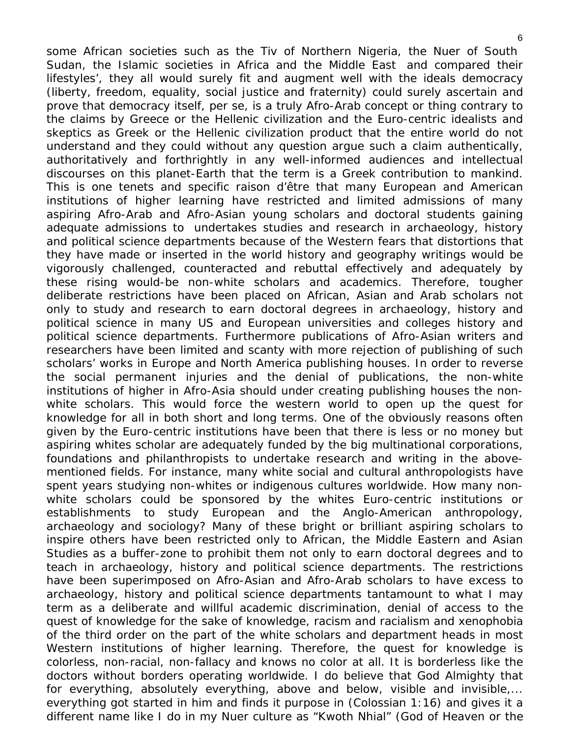some African societies such as the Tiv of Northern Nigeria, the Nuer of South Sudan, the Islamic societies in Africa and the Middle East and compared their lifestyles', they all would surely fit and augment well with the ideals democracy (liberty, freedom, equality, social justice and fraternity) could surely ascertain and prove that democracy itself, per se, is a truly Afro-Arab concept or thing contrary to the claims by Greece or the Hellenic civilization and the Euro-centric idealists and skeptics as Greek or the Hellenic civilization product that the entire world do not understand and they could without any question argue such a claim authentically, authoritatively and forthrightly in any well-informed audiences and intellectual discourses on this planet-Earth that the term is a Greek contribution to mankind. This is one tenets and specific raison d'être that many European and American institutions of higher learning have restricted and limited admissions of many aspiring Afro-Arab and Afro-Asian young scholars and doctoral students gaining adequate admissions to undertakes studies and research in archaeology, history and political science departments because of the Western fears that distortions that they have made or inserted in the world history and geography writings would be vigorously challenged, counteracted and rebuttal effectively and adequately by these rising would-be non-white scholars and academics. Therefore, tougher deliberate restrictions have been placed on African, Asian and Arab scholars not only to study and research to earn doctoral degrees in archaeology, history and political science in many US and European universities and colleges history and political science departments. Furthermore publications of Afro-Asian writers and researchers have been limited and scanty with more rejection of publishing of such scholars' works in Europe and North America publishing houses. In order to reverse the social permanent injuries and the denial of publications, the non-white institutions of higher in Afro-Asia should under creating publishing houses the non-white scholars. This would force the western world to open up the quest for knowledge for all in both short and long terms. One of the obviously reasons often given by the Euro-centric institutions have been that there is less or no money but aspiring whites scholar are adequately funded by the big multinational corporations, foundations and philanthropists to undertake research and writing in the above-mentioned fields. For instance, many white social and cultural anthropologists have spent years studying non-whites or indigenous cultures worldwide. How many non-white scholars could be sponsored by the whites Euro-centric institutions or establishments to study European and the Anglo-American anthropology, archaeology and sociology? Many of these bright or brilliant aspiring scholars to inspire others have been restricted only to African, the Middle Eastern and Asian Studies as a buffer-zone to prohibit them not only to earn doctoral degrees and to teach in archaeology, history and political science departments. The restrictions have been superimposed on Afro-Asian and Afro-Arab scholars to have excess to archaeology, history and political science departments tantamount to what I may term as a deliberate and willful academic discrimination, denial of access to the quest of knowledge for the sake of knowledge, racism and racialism and xenophobia of the third order on the part of the white scholars and department heads in most Western institutions of higher learning. Therefore, the quest for knowledge is colorless, non-racial, non-fallacy and knows no color at all. It is borderless like the doctors without borders operating worldwide. I do believe that God Almighty that for everything, absolutely everything, above and below, visible and invisible,... everything got started in him and finds it purpose in (Colossian 1:16) and gives it a different name like I do in my Nuer culture as "Kwoth Nhial" (God of Heaven or the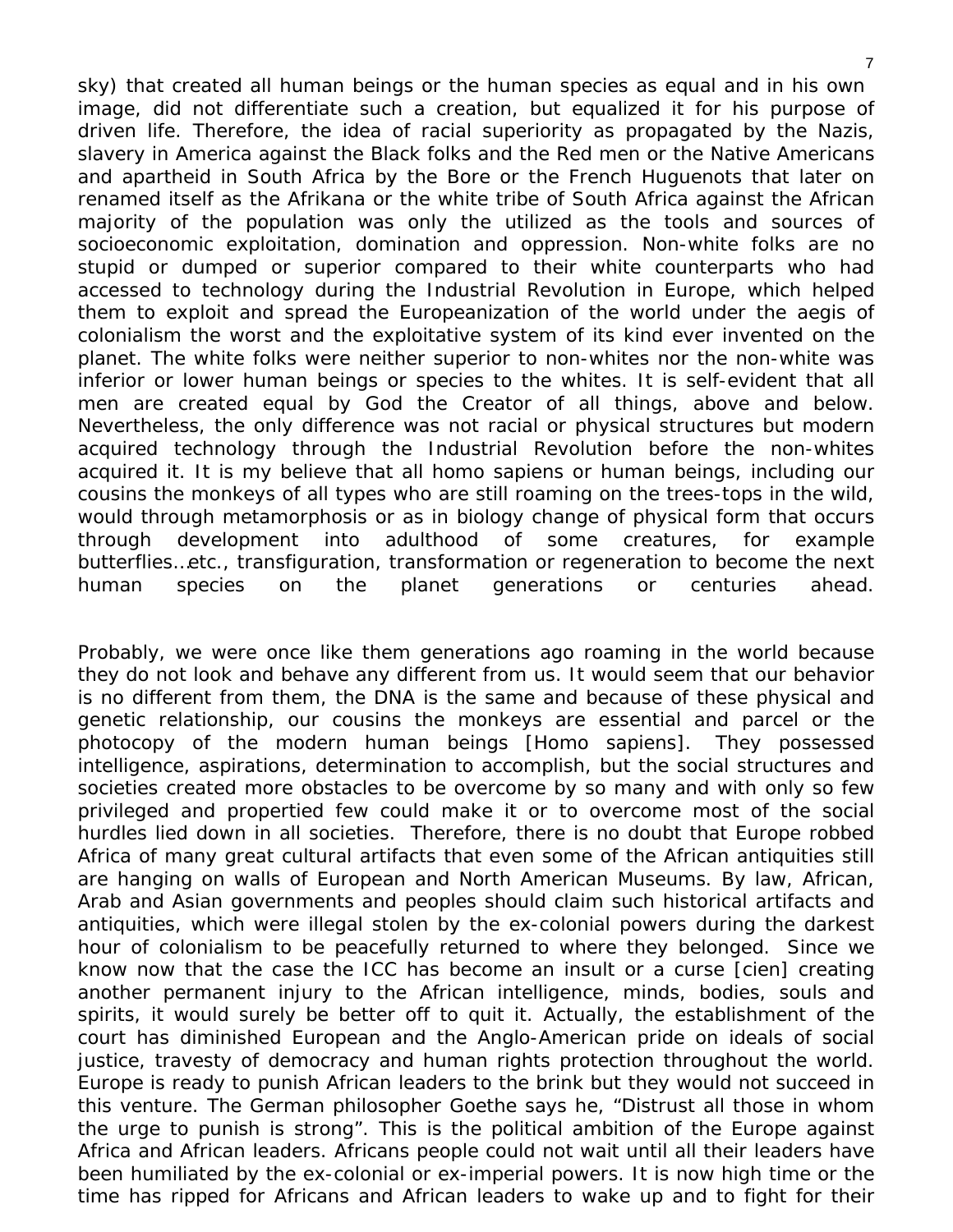sky) that created all human beings or the human species as equal and in his own image, did not differentiate such a creation, but equalized it for his purpose of driven life. Therefore, the idea of racial superiority as propagated by the Nazis, slavery in America against the Black folks and the Red men or the Native Americans and apartheid in South Africa by the Bore or the French Huguenots that later on renamed itself as the Afrikana or the white tribe of South Africa against the African majority of the population was only the utilized as the tools and sources of socioeconomic exploitation, domination and oppression. Non-white folks are no stupid or dumped or superior compared to their white counterparts who had accessed to technology during the Industrial Revolution in Europe, which helped them to exploit and spread the Europeanization of the world under the aegis of colonialism the worst and the exploitative system of its kind ever invented on the planet. The white folks were neither superior to non-whites nor the non-white was inferior or lower human beings or species to the whites. It is self-evident that all men are created equal by God the Creator of all things, above and below. Nevertheless, the only difference was not racial or physical structures but modern acquired technology through the Industrial Revolution before the non-whites acquired it. It is my believe that all homo sapiens or human beings, including our cousins the monkeys of all types who are still roaming on the trees-tops in the wild, would through metamorphosis or as in biology change of physical form that occurs through development into adulthood of some creatures, for example butterflies…etc., transfiguration, transformation or regeneration to become the next human species on the planet generations or centuries ahead.

Probably, we were once like them generations ago roaming in the world because they do not look and behave any different from us. It would seem that our behavior is no different from them, the DNA is the same and because of these physical and genetic relationship, our cousins the monkeys are essential and parcel or the photocopy of the modern human beings [Homo sapiens]. They possessed intelligence, aspirations, determination to accomplish, but the social structures and societies created more obstacles to be overcome by so many and with only so few privileged and propertied few could make it or to overcome most of the social hurdles lied down in all societies. Therefore, there is no doubt that Europe robbed Africa of many great cultural artifacts that even some of the African antiquities still are hanging on walls of European and North American Museums. By law, African, Arab and Asian governments and peoples should claim such historical artifacts and antiquities, which were illegal stolen by the ex-colonial powers during the darkest hour of colonialism to be peacefully returned to where they belonged. Since we know now that the case the ICC has become an insult or a curse [cien] creating another permanent injury to the African intelligence, minds, bodies, souls and spirits, it would surely be better off to quit it. Actually, the establishment of the court has diminished European and the Anglo-American pride on ideals of social justice, travesty of democracy and human rights protection throughout the world. Europe is ready to punish African leaders to the brink but they would not succeed in this venture. The German philosopher Goethe says he, "Distrust all those in whom the urge to punish is strong". This is the political ambition of the Europe against Africa and African leaders. Africans people could not wait until all their leaders have been humiliated by the ex-colonial or ex-imperial powers. It is now high time or the time has ripped for Africans and African leaders to wake up and to fight for their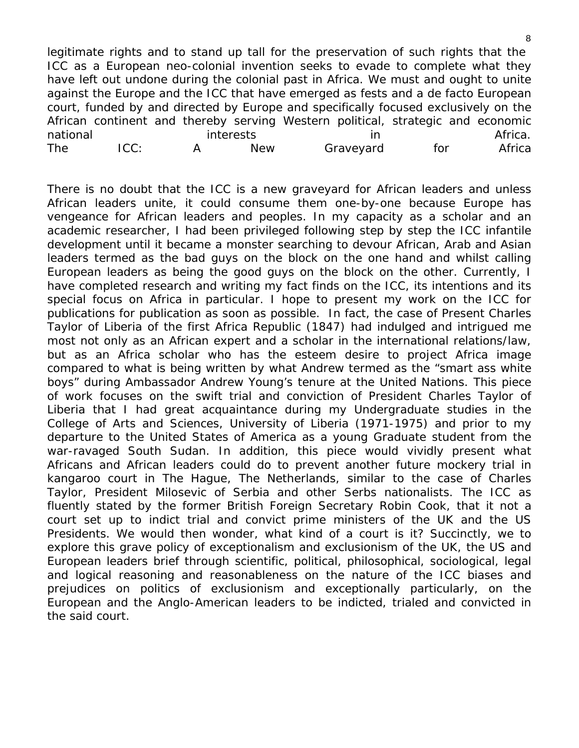legitimate rights and to stand up tall for the preservation of such rights that the ICC as a European neo-colonial invention seeks to evade to complete what they have left out undone during the colonial past in Africa. We must and ought to unite against the Europe and the ICC that have emerged as fests and a de facto European court, funded by and directed by Europe and specifically focused exclusively on the African continent and thereby serving Western political, strategic and economic national interests in Africa.

## The ICC: A New Graveyard for Africa

There is no doubt that the ICC is a new graveyard for African leaders and unless African leaders unite, it could consume them one-by-one because Europe has vengeance for African leaders and peoples. In my capacity as a scholar and an academic researcher, I had been privileged following step by step the ICC infantile development until it became a monster searching to devour African, Arab and Asian leaders termed as the bad guys on the block on the one hand and whilst calling European leaders as being the good guys on the block on the other. Currently, I have completed research and writing my fact finds on the ICC, its intentions and its special focus on Africa in particular. I hope to present my work on the ICC for publications for publication as soon as possible. In fact, the case of Present Charles Taylor of Liberia of the first Africa Republic (1847) had indulged and intrigued me most not only as an African expert and a scholar in the international relations/law, but as an Africa scholar who has the esteem desire to project Africa image compared to what is being written by what Andrew termed as the "smart ass white boys" during Ambassador Andrew Young's tenure at the United Nations. This piece of work focuses on the swift trial and conviction of President Charles Taylor of Liberia that I had great acquaintance during my Undergraduate studies in the College of Arts and Sciences, University of Liberia (1971-1975) and prior to my departure to the United States of America as a young Graduate student from the war-ravaged South Sudan. In addition, this piece would vividly present what Africans and African leaders could do to prevent another future mockery trial in kangaroo court in The Hague, The Netherlands, similar to the case of Charles Taylor, President Milosevic of Serbia and other Serbs nationalists. The ICC as fluently stated by the former British Foreign Secretary Robin Cook, that it not a court set up to indict trial and convict prime ministers of the UK and the US Presidents. We would then wonder, what kind of a court is it? Succinctly, we to explore this grave policy of exceptionalism and exclusionism of the UK, the US and European leaders brief through scientific, political, philosophical, sociological, legal and logical reasoning and reasonableness on the nature of the ICC biases and prejudices on politics of exclusionism and exceptionally particularly, on the European and the Anglo-American leaders to be indicted, trialed and convicted in the said court.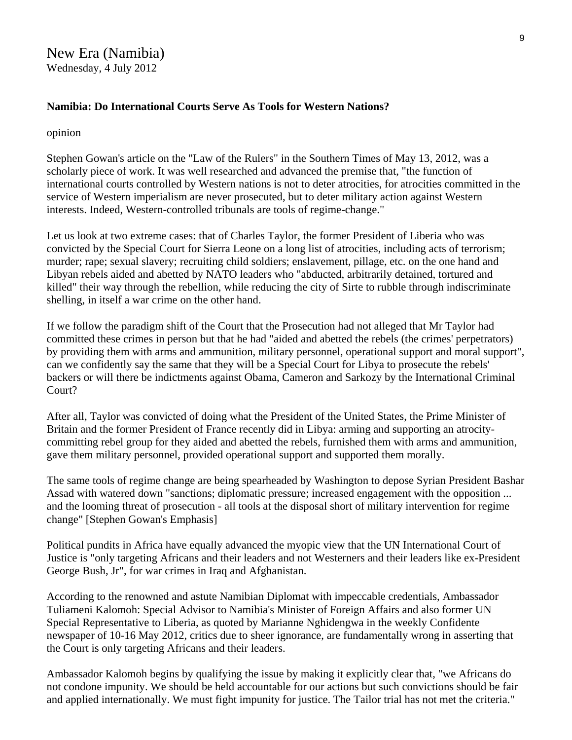New Era (Namibia)
Wednesday, 4 July 2012

**Namibia: Do International Courts Serve As Tools for Western Nations?**

opinion

Stephen Gowan's article on the "Law of the Rulers" in the Southern Times of May 13, 2012, was a scholarly piece of work. It was well researched and advanced the premise that, "the function of international courts controlled by Western nations is not to deter atrocities, for atrocities committed in the service of Western imperialism are never prosecuted, but to deter military action against Western interests. Indeed, Western-controlled tribunals are tools of regime-change."

Let us look at two extreme cases: that of Charles Taylor, the former President of Liberia who was convicted by the Special Court for Sierra Leone on a long list of atrocities, including acts of terrorism; murder; rape; sexual slavery; recruiting child soldiers; enslavement, pillage, etc. on the one hand and Libyan rebels aided and abetted by NATO leaders who "abducted, arbitrarily detained, tortured and killed" their way through the rebellion, while reducing the city of Sirte to rubble through indiscriminate shelling, in itself a war crime on the other hand.

If we follow the paradigm shift of the Court that the Prosecution had not alleged that Mr Taylor had committed these crimes in person but that he had "aided and abetted the rebels (the crimes' perpetrators) by providing them with arms and ammunition, military personnel, operational support and moral support", can we confidently say the same that they will be a Special Court for Libya to prosecute the rebels' backers or will there be indictments against Obama, Cameron and Sarkozy by the International Criminal Court?

After all, Taylor was convicted of doing what the President of the United States, the Prime Minister of Britain and the former President of France recently did in Libya: arming and supporting an atrocity-committing rebel group for they aided and abetted the rebels, furnished them with arms and ammunition, gave them military personnel, provided operational support and supported them morally.

The same tools of regime change are being spearheaded by Washington to depose Syrian President Bashar Assad with watered down "sanctions; diplomatic pressure; increased engagement with the opposition ... and the looming threat of prosecution - all tools at the disposal short of military intervention for regime change" [Stephen Gowan's Emphasis]

Political pundits in Africa have equally advanced the myopic view that the UN International Court of Justice is "only targeting Africans and their leaders and not Westerners and their leaders like ex-President George Bush, Jr", for war crimes in Iraq and Afghanistan.

According to the renowned and astute Namibian Diplomat with impeccable credentials, Ambassador Tuliameni Kalomoh: Special Advisor to Namibia's Minister of Foreign Affairs and also former UN Special Representative to Liberia, as quoted by Marianne Nghidengwa in the weekly Confidente newspaper of 10-16 May 2012, critics due to sheer ignorance, are fundamentally wrong in asserting that the Court is only targeting Africans and their leaders.

Ambassador Kalomoh begins by qualifying the issue by making it explicitly clear that, "we Africans do not condone impunity. We should be held accountable for our actions but such convictions should be fair and applied internationally. We must fight impunity for justice. The Tailor trial has not met the criteria."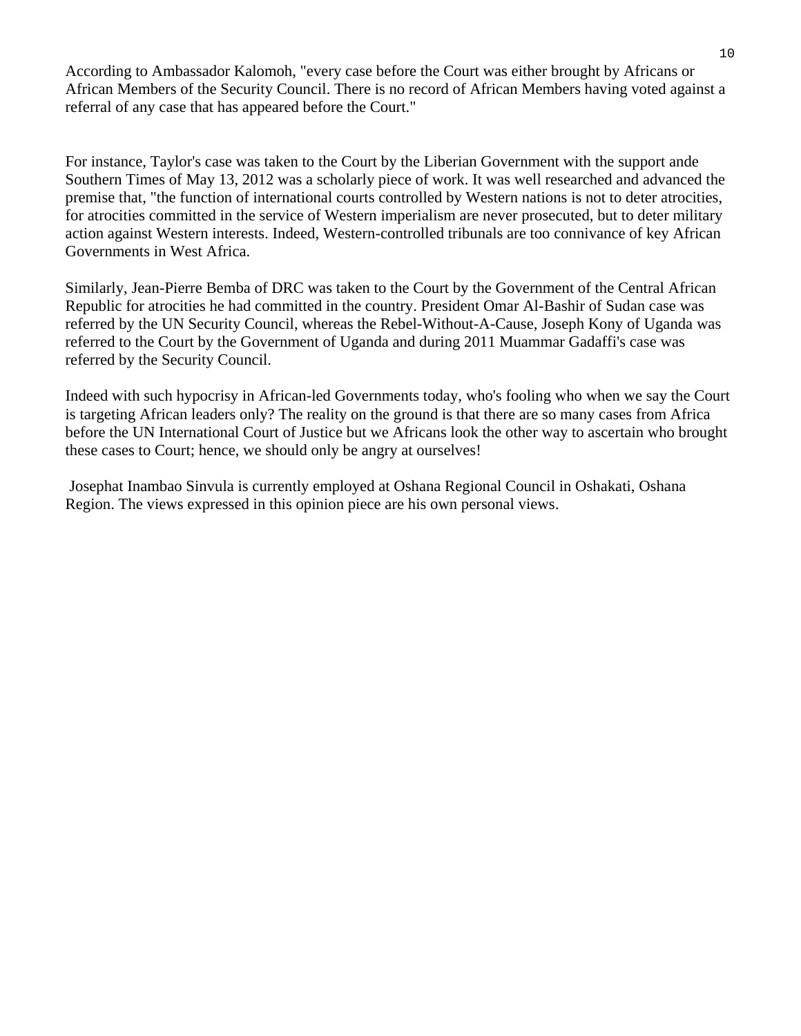According to Ambassador Kalomoh, "every case before the Court was either brought by Africans or African Members of the Security Council. There is no record of African Members having voted against a referral of any case that has appeared before the Court."

For instance, Taylor's case was taken to the Court by the Liberian Government with the support ande Southern Times of May 13, 2012 was a scholarly piece of work. It was well researched and advanced the premise that, "the function of international courts controlled by Western nations is not to deter atrocities, for atrocities committed in the service of Western imperialism are never prosecuted, but to deter military action against Western interests. Indeed, Western-controlled tribunals are too connivance of key African Governments in West Africa.

Similarly, Jean-Pierre Bemba of DRC was taken to the Court by the Government of the Central African Republic for atrocities he had committed in the country. President Omar Al-Bashir of Sudan case was referred by the UN Security Council, whereas the Rebel-Without-A-Cause, Joseph Kony of Uganda was referred to the Court by the Government of Uganda and during 2011 Muammar Gadaffi's case was referred by the Security Council.

Indeed with such hypocrisy in African-led Governments today, who's fooling who when we say the Court is targeting African leaders only? The reality on the ground is that there are so many cases from Africa before the UN International Court of Justice but we Africans look the other way to ascertain who brought these cases to Court; hence, we should only be angry at ourselves!

Josephat Inambao Sinvula is currently employed at Oshana Regional Council in Oshakati, Oshana Region. The views expressed in this opinion piece are his own personal views.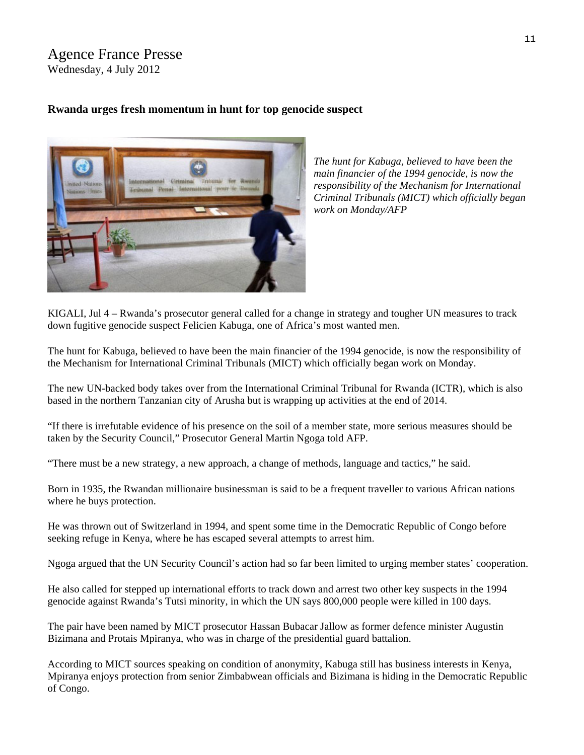Agence France Presse
Wednesday, 4 July 2012

**Rwanda urges fresh momentum in hunt for top genocide suspect**

*The hunt for Kabuga, believed to have been the main financier of the 1994 genocide, is now the responsibility of the Mechanism for International Criminal Tribunals (MICT) which officially began work on Monday/AFP*

KIGALI, Jul 4 – Rwanda's prosecutor general called for a change in strategy and tougher UN measures to track down fugitive genocide suspect Felicien Kabuga, one of Africa's most wanted men.

The hunt for Kabuga, believed to have been the main financier of the 1994 genocide, is now the responsibility of the Mechanism for International Criminal Tribunals (MICT) which officially began work on Monday.

The new UN-backed body takes over from the International Criminal Tribunal for Rwanda (ICTR), which is also based in the northern Tanzanian city of Arusha but is wrapping up activities at the end of 2014.

"If there is irrefutable evidence of his presence on the soil of a member state, more serious measures should be taken by the Security Council," Prosecutor General Martin Ngoga told AFP.

"There must be a new strategy, a new approach, a change of methods, language and tactics," he said.

Born in 1935, the Rwandan millionaire businessman is said to be a frequent traveller to various African nations where he buys protection.

He was thrown out of Switzerland in 1994, and spent some time in the Democratic Republic of Congo before seeking refuge in Kenya, where he has escaped several attempts to arrest him.

Ngoga argued that the UN Security Council's action had so far been limited to urging member states' cooperation.

He also called for stepped up international efforts to track down and arrest two other key suspects in the 1994 genocide against Rwanda's Tutsi minority, in which the UN says 800,000 people were killed in 100 days.

The pair have been named by MICT prosecutor Hassan Bubacar Jallow as former defence minister Augustin Bizimana and Protais Mpiranya, who was in charge of the presidential guard battalion.

According to MICT sources speaking on condition of anonymity, Kabuga still has business interests in Kenya, Mpiranya enjoys protection from senior Zimbabwean officials and Bizimana is hiding in the Democratic Republic of Congo.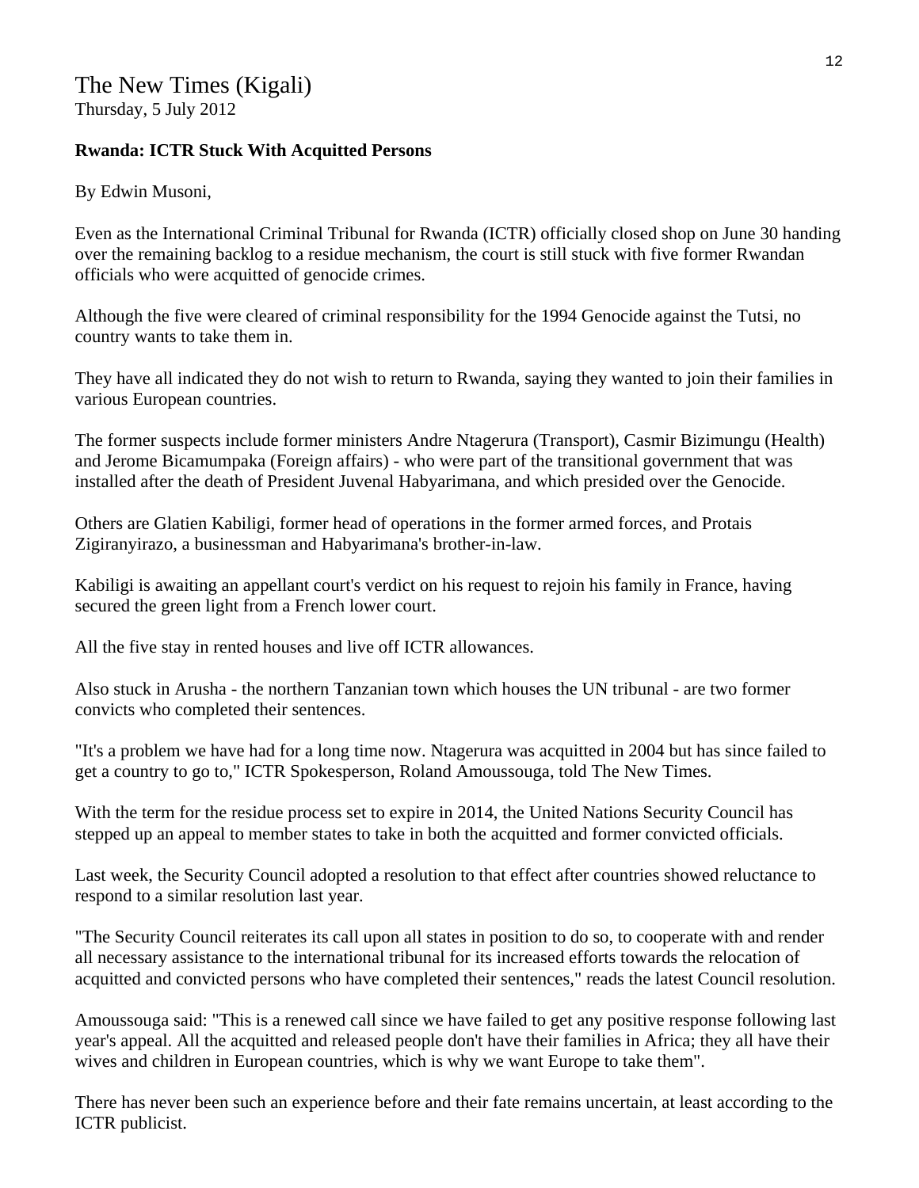The New Times (Kigali)
Thursday, 5 July 2012

**Rwanda: ICTR Stuck With Acquitted Persons**

By Edwin Musoni,

Even as the International Criminal Tribunal for Rwanda (ICTR) officially closed shop on June 30 handing over the remaining backlog to a residue mechanism, the court is still stuck with five former Rwandan officials who were acquitted of genocide crimes.

Although the five were cleared of criminal responsibility for the 1994 Genocide against the Tutsi, no country wants to take them in.

They have all indicated they do not wish to return to Rwanda, saying they wanted to join their families in various European countries.

The former suspects include former ministers Andre Ntagerura (Transport), Casmir Bizimungu (Health) and Jerome Bicamumpaka (Foreign affairs) - who were part of the transitional government that was installed after the death of President Juvenal Habyarimana, and which presided over the Genocide.

Others are Glatien Kabiligi, former head of operations in the former armed forces, and Protais Zigiranyirazo, a businessman and Habyarimana's brother-in-law.

Kabiligi is awaiting an appellant court's verdict on his request to rejoin his family in France, having secured the green light from a French lower court.

All the five stay in rented houses and live off ICTR allowances.

Also stuck in Arusha - the northern Tanzanian town which houses the UN tribunal - are two former convicts who completed their sentences.

"It's a problem we have had for a long time now. Ntagerura was acquitted in 2004 but has since failed to get a country to go to," ICTR Spokesperson, Roland Amoussouga, told The New Times.

With the term for the residue process set to expire in 2014, the United Nations Security Council has stepped up an appeal to member states to take in both the acquitted and former convicted officials.

Last week, the Security Council adopted a resolution to that effect after countries showed reluctance to respond to a similar resolution last year.

"The Security Council reiterates its call upon all states in position to do so, to cooperate with and render all necessary assistance to the international tribunal for its increased efforts towards the relocation of acquitted and convicted persons who have completed their sentences," reads the latest Council resolution.

Amoussouga said: "This is a renewed call since we have failed to get any positive response following last year's appeal. All the acquitted and released people don't have their families in Africa; they all have their wives and children in European countries, which is why we want Europe to take them".

There has never been such an experience before and their fate remains uncertain, at least according to the ICTR publicist.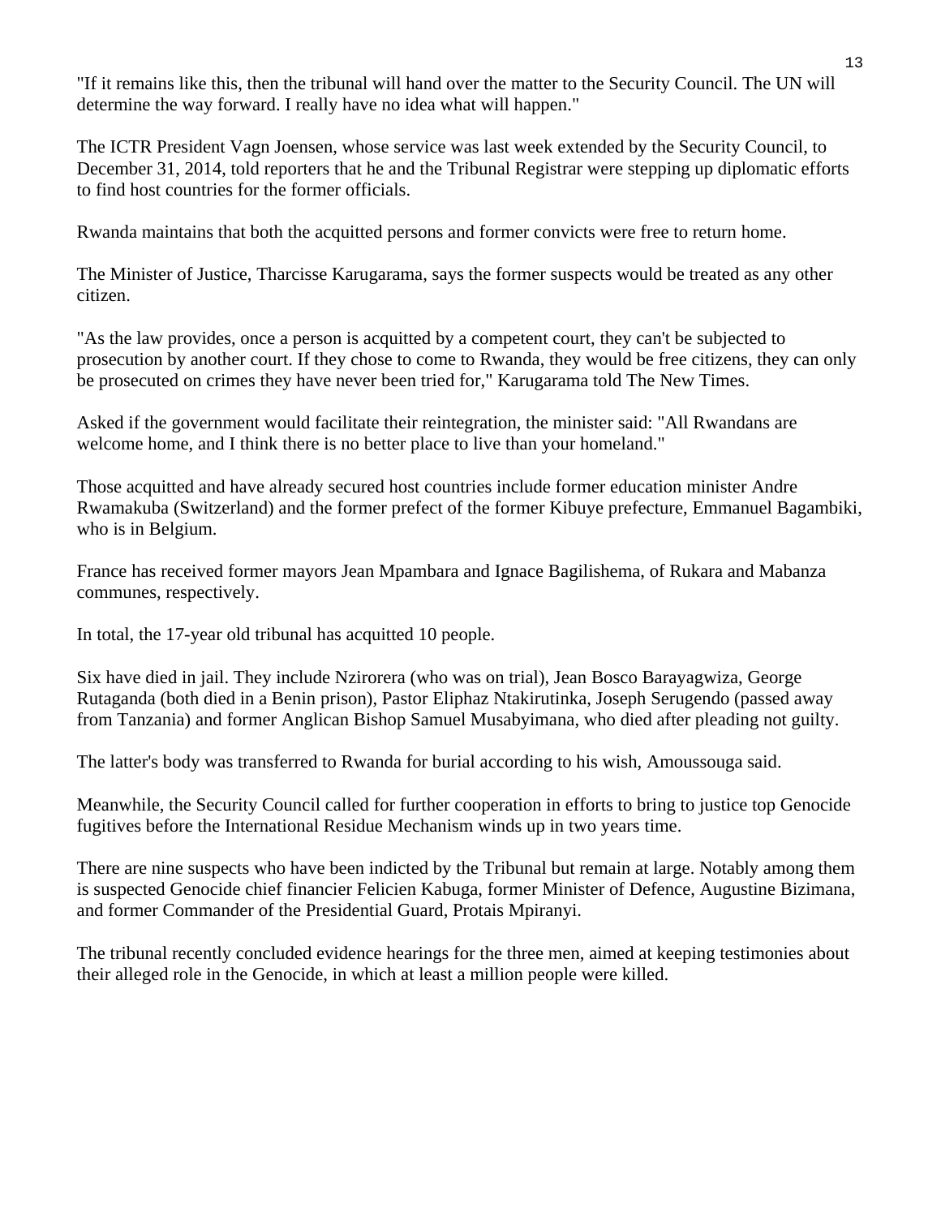"If it remains like this, then the tribunal will hand over the matter to the Security Council. The UN will determine the way forward. I really have no idea what will happen."

The ICTR President Vagn Joensen, whose service was last week extended by the Security Council, to December 31, 2014, told reporters that he and the Tribunal Registrar were stepping up diplomatic efforts to find host countries for the former officials.

Rwanda maintains that both the acquitted persons and former convicts were free to return home.

The Minister of Justice, Tharcisse Karugarama, says the former suspects would be treated as any other citizen.

"As the law provides, once a person is acquitted by a competent court, they can't be subjected to prosecution by another court. If they chose to come to Rwanda, they would be free citizens, they can only be prosecuted on crimes they have never been tried for," Karugarama told The New Times.

Asked if the government would facilitate their reintegration, the minister said: "All Rwandans are welcome home, and I think there is no better place to live than your homeland."

Those acquitted and have already secured host countries include former education minister Andre Rwamakuba (Switzerland) and the former prefect of the former Kibuye prefecture, Emmanuel Bagambiki, who is in Belgium.

France has received former mayors Jean Mpambara and Ignace Bagilishema, of Rukara and Mabanza communes, respectively.

In total, the 17-year old tribunal has acquitted 10 people.

Six have died in jail. They include Nzirorera (who was on trial), Jean Bosco Barayagwiza, George Rutaganda (both died in a Benin prison), Pastor Eliphaz Ntakirutinka, Joseph Serugendo (passed away from Tanzania) and former Anglican Bishop Samuel Musabyimana, who died after pleading not guilty.

The latter's body was transferred to Rwanda for burial according to his wish, Amoussouga said.

Meanwhile, the Security Council called for further cooperation in efforts to bring to justice top Genocide fugitives before the International Residue Mechanism winds up in two years time.

There are nine suspects who have been indicted by the Tribunal but remain at large. Notably among them is suspected Genocide chief financier Felicien Kabuga, former Minister of Defence, Augustine Bizimana, and former Commander of the Presidential Guard, Protais Mpiranyi.

The tribunal recently concluded evidence hearings for the three men, aimed at keeping testimonies about their alleged role in the Genocide, in which at least a million people were killed.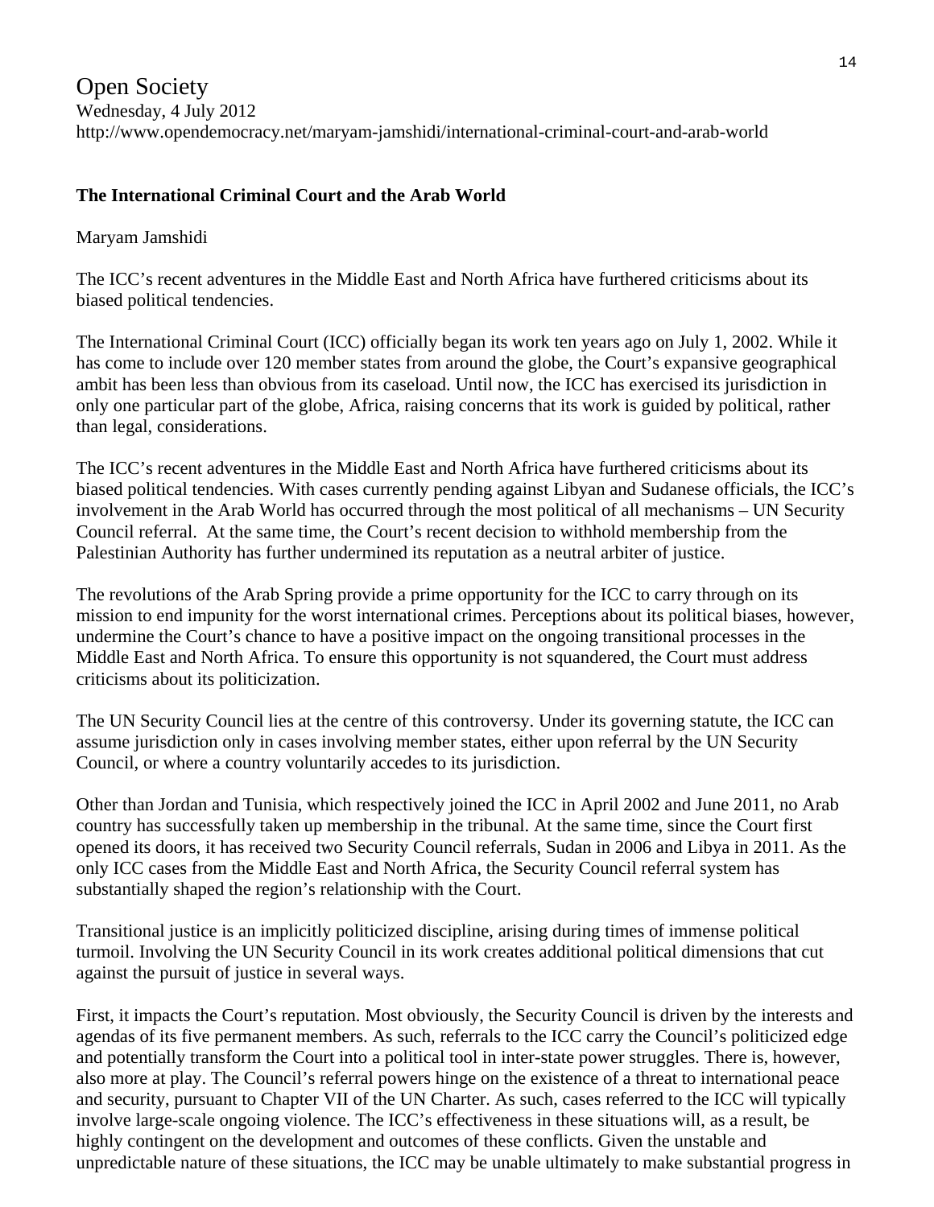Open Society
Wednesday, 4 July 2012
http://www.opendemocracy.net/maryam-jamshidi/international-criminal-court-and-arab-world

**The International Criminal Court and the Arab World**

Maryam Jamshidi

The ICC's recent adventures in the Middle East and North Africa have furthered criticisms about its biased political tendencies.

The International Criminal Court (ICC) officially began its work ten years ago on July 1, 2002. While it has come to include over 120 member states from around the globe, the Court's expansive geographical ambit has been less than obvious from its caseload. Until now, the ICC has exercised its jurisdiction in only one particular part of the globe, Africa, raising concerns that its work is guided by political, rather than legal, considerations.

The ICC's recent adventures in the Middle East and North Africa have furthered criticisms about its biased political tendencies. With cases currently pending against Libyan and Sudanese officials, the ICC's involvement in the Arab World has occurred through the most political of all mechanisms – UN Security Council referral. At the same time, the Court's recent decision to withhold membership from the Palestinian Authority has further undermined its reputation as a neutral arbiter of justice.

The revolutions of the Arab Spring provide a prime opportunity for the ICC to carry through on its mission to end impunity for the worst international crimes. Perceptions about its political biases, however, undermine the Court's chance to have a positive impact on the ongoing transitional processes in the Middle East and North Africa. To ensure this opportunity is not squandered, the Court must address criticisms about its politicization.

The UN Security Council lies at the centre of this controversy. Under its governing statute, the ICC can assume jurisdiction only in cases involving member states, either upon referral by the UN Security Council, or where a country voluntarily accedes to its jurisdiction.

Other than Jordan and Tunisia, which respectively joined the ICC in April 2002 and June 2011, no Arab country has successfully taken up membership in the tribunal. At the same time, since the Court first opened its doors, it has received two Security Council referrals, Sudan in 2006 and Libya in 2011. As the only ICC cases from the Middle East and North Africa, the Security Council referral system has substantially shaped the region's relationship with the Court.

Transitional justice is an implicitly politicized discipline, arising during times of immense political turmoil. Involving the UN Security Council in its work creates additional political dimensions that cut against the pursuit of justice in several ways.

First, it impacts the Court's reputation. Most obviously, the Security Council is driven by the interests and agendas of its five permanent members. As such, referrals to the ICC carry the Council's politicized edge and potentially transform the Court into a political tool in inter-state power struggles. There is, however, also more at play. The Council's referral powers hinge on the existence of a threat to international peace and security, pursuant to Chapter VII of the UN Charter. As such, cases referred to the ICC will typically involve large-scale ongoing violence. The ICC's effectiveness in these situations will, as a result, be highly contingent on the development and outcomes of these conflicts. Given the unstable and unpredictable nature of these situations, the ICC may be unable ultimately to make substantial progress in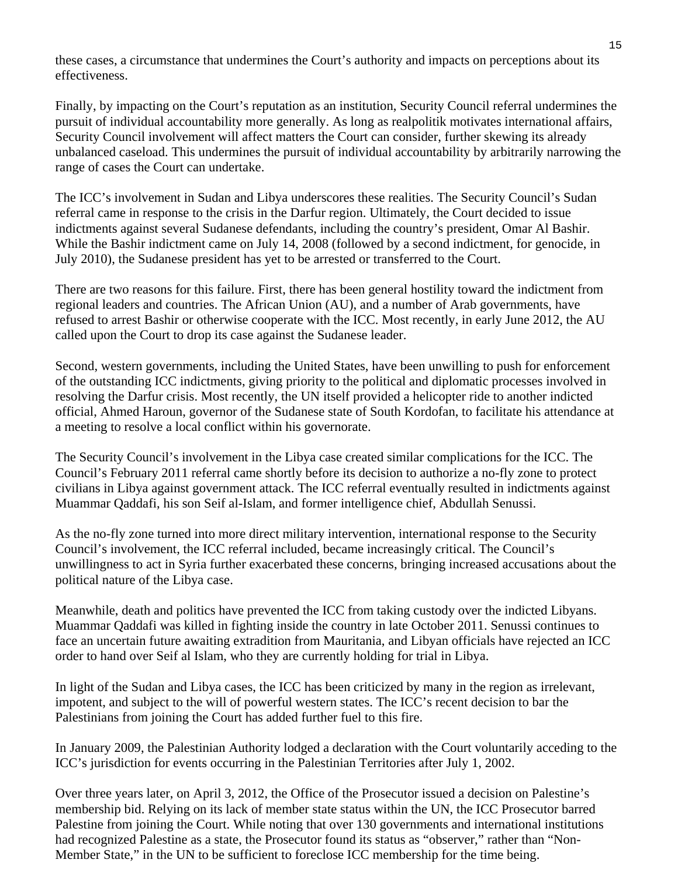these cases, a circumstance that undermines the Court's authority and impacts on perceptions about its effectiveness.

Finally, by impacting on the Court's reputation as an institution, Security Council referral undermines the pursuit of individual accountability more generally. As long as realpolitik motivates international affairs, Security Council involvement will affect matters the Court can consider, further skewing its already unbalanced caseload. This undermines the pursuit of individual accountability by arbitrarily narrowing the range of cases the Court can undertake.

The ICC's involvement in Sudan and Libya underscores these realities. The Security Council's Sudan referral came in response to the crisis in the Darfur region. Ultimately, the Court decided to issue indictments against several Sudanese defendants, including the country's president, Omar Al Bashir. While the Bashir indictment came on July 14, 2008 (followed by a second indictment, for genocide, in July 2010), the Sudanese president has yet to be arrested or transferred to the Court.

There are two reasons for this failure. First, there has been general hostility toward the indictment from regional leaders and countries. The African Union (AU), and a number of Arab governments, have refused to arrest Bashir or otherwise cooperate with the ICC. Most recently, in early June 2012, the AU called upon the Court to drop its case against the Sudanese leader.

Second, western governments, including the United States, have been unwilling to push for enforcement of the outstanding ICC indictments, giving priority to the political and diplomatic processes involved in resolving the Darfur crisis. Most recently, the UN itself provided a helicopter ride to another indicted official, Ahmed Haroun, governor of the Sudanese state of South Kordofan, to facilitate his attendance at a meeting to resolve a local conflict within his governorate.

The Security Council's involvement in the Libya case created similar complications for the ICC. The Council's February 2011 referral came shortly before its decision to authorize a no-fly zone to protect civilians in Libya against government attack. The ICC referral eventually resulted in indictments against Muammar Qaddafi, his son Seif al-Islam, and former intelligence chief, Abdullah Senussi.

As the no-fly zone turned into more direct military intervention, international response to the Security Council's involvement, the ICC referral included, became increasingly critical. The Council's unwillingness to act in Syria further exacerbated these concerns, bringing increased accusations about the political nature of the Libya case.

Meanwhile, death and politics have prevented the ICC from taking custody over the indicted Libyans. Muammar Qaddafi was killed in fighting inside the country in late October 2011. Senussi continues to face an uncertain future awaiting extradition from Mauritania, and Libyan officials have rejected an ICC order to hand over Seif al Islam, who they are currently holding for trial in Libya.

In light of the Sudan and Libya cases, the ICC has been criticized by many in the region as irrelevant, impotent, and subject to the will of powerful western states. The ICC's recent decision to bar the Palestinians from joining the Court has added further fuel to this fire.

In January 2009, the Palestinian Authority lodged a declaration with the Court voluntarily acceding to the ICC's jurisdiction for events occurring in the Palestinian Territories after July 1, 2002.

Over three years later, on April 3, 2012, the Office of the Prosecutor issued a decision on Palestine's membership bid. Relying on its lack of member state status within the UN, the ICC Prosecutor barred Palestine from joining the Court. While noting that over 130 governments and international institutions had recognized Palestine as a state, the Prosecutor found its status as "observer," rather than "Non-Member State," in the UN to be sufficient to foreclose ICC membership for the time being.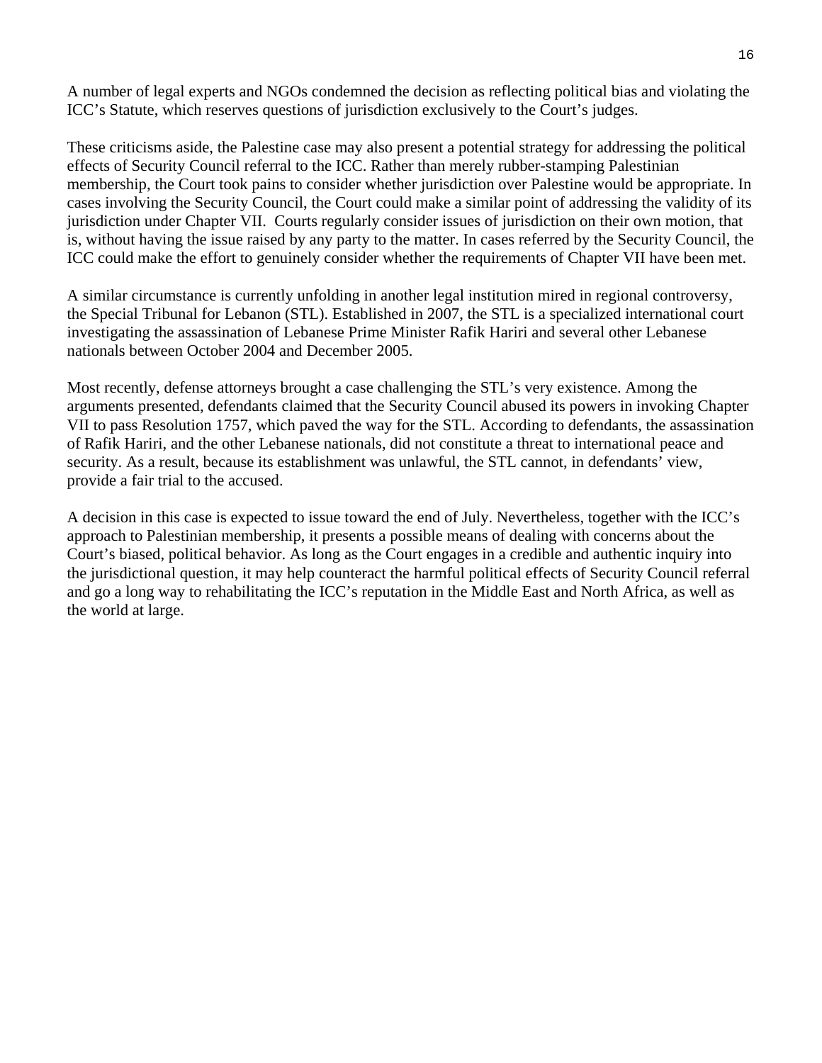A number of legal experts and NGOs condemned the decision as reflecting political bias and violating the ICC's Statute, which reserves questions of jurisdiction exclusively to the Court's judges.

These criticisms aside, the Palestine case may also present a potential strategy for addressing the political effects of Security Council referral to the ICC. Rather than merely rubber-stamping Palestinian membership, the Court took pains to consider whether jurisdiction over Palestine would be appropriate. In cases involving the Security Council, the Court could make a similar point of addressing the validity of its jurisdiction under Chapter VII. Courts regularly consider issues of jurisdiction on their own motion, that is, without having the issue raised by any party to the matter. In cases referred by the Security Council, the ICC could make the effort to genuinely consider whether the requirements of Chapter VII have been met.

A similar circumstance is currently unfolding in another legal institution mired in regional controversy, the Special Tribunal for Lebanon (STL). Established in 2007, the STL is a specialized international court investigating the assassination of Lebanese Prime Minister Rafik Hariri and several other Lebanese nationals between October 2004 and December 2005.

Most recently, defense attorneys brought a case challenging the STL's very existence. Among the arguments presented, defendants claimed that the Security Council abused its powers in invoking Chapter VII to pass Resolution 1757, which paved the way for the STL. According to defendants, the assassination of Rafik Hariri, and the other Lebanese nationals, did not constitute a threat to international peace and security. As a result, because its establishment was unlawful, the STL cannot, in defendants' view, provide a fair trial to the accused.

A decision in this case is expected to issue toward the end of July. Nevertheless, together with the ICC's approach to Palestinian membership, it presents a possible means of dealing with concerns about the Court's biased, political behavior. As long as the Court engages in a credible and authentic inquiry into the jurisdictional question, it may help counteract the harmful political effects of Security Council referral and go a long way to rehabilitating the ICC's reputation in the Middle East and North Africa, as well as the world at large.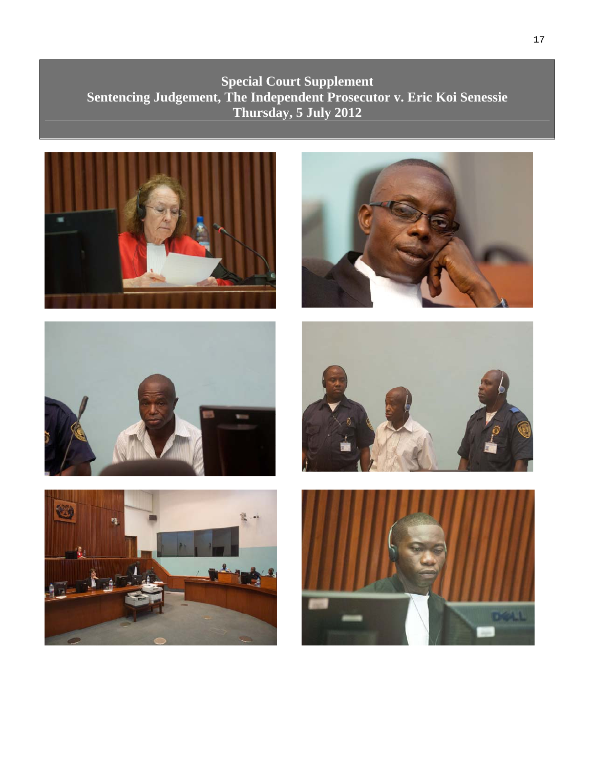**Special Court Supplement**
**Sentencing Judgement, The Independent Prosecutor v. Eric Koi Senessie**
**Thursday, 5 July 2012**